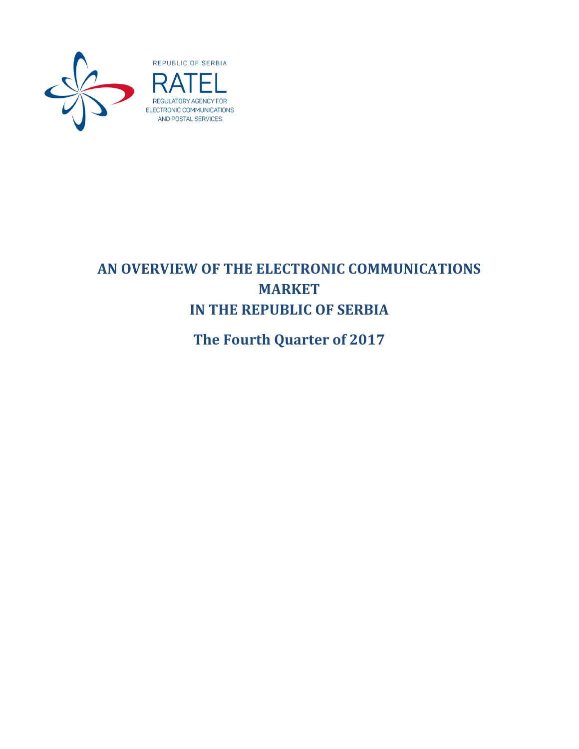REPUBLIC OF SERBIA

RATEL

REGULATORY AGENCY FOR ELECTRONIC COMMUNICATIONS AND POSTAL SERVICES

# AN OVERVIEW OF THE ELECTRONIC COMMUNICATIONS MARKET IN THE REPUBLIC OF SERBIA

## The Fourth Quarter of 2017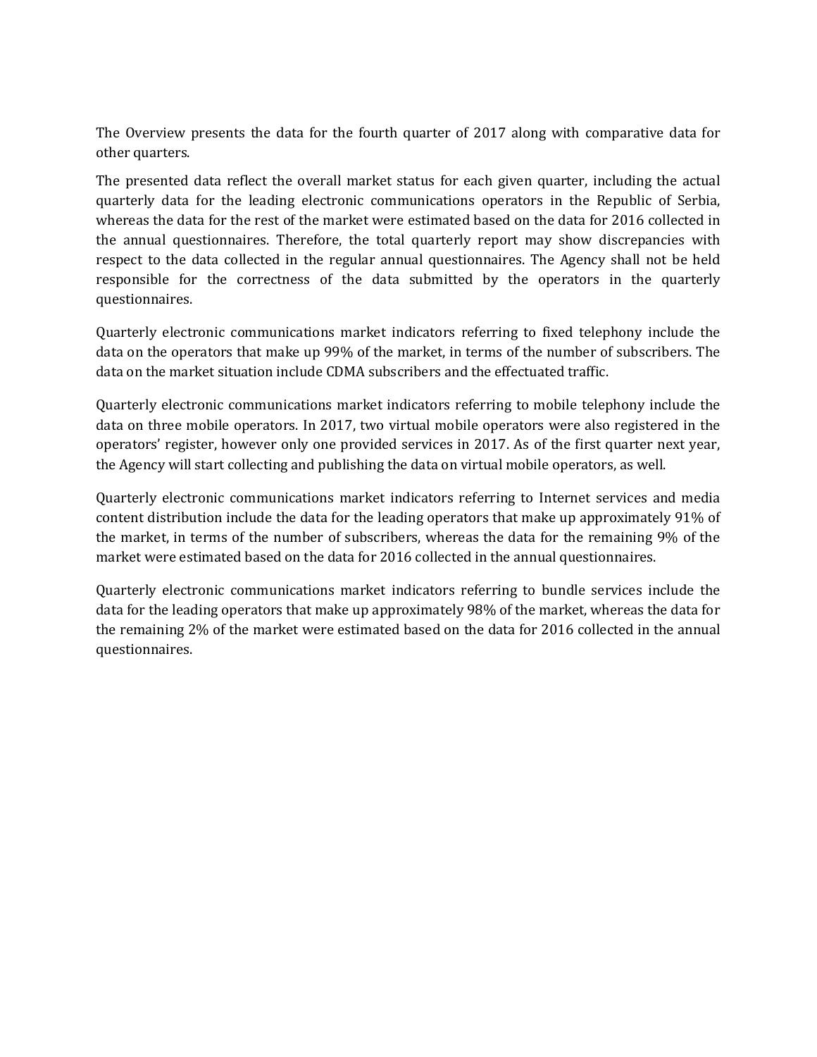The Overview presents the data for the fourth quarter of 2017 along with comparative data for other quarters.

The presented data reflect the overall market status for each given quarter, including the actual quarterly data for the leading electronic communications operators in the Republic of Serbia, whereas the data for the rest of the market were estimated based on the data for 2016 collected in the annual questionnaires. Therefore, the total quarterly report may show discrepancies with respect to the data collected in the regular annual questionnaires. The Agency shall not be held responsible for the correctness of the data submitted by the operators in the quarterly questionnaires.

Quarterly electronic communications market indicators referring to fixed telephony include the data on the operators that make up 99% of the market, in terms of the number of subscribers. The data on the market situation include CDMA subscribers and the effectuated traffic.

Quarterly electronic communications market indicators referring to mobile telephony include the data on three mobile operators. In 2017, two virtual mobile operators were also registered in the operators' register, however only one provided services in 2017. As of the first quarter next year, the Agency will start collecting and publishing the data on virtual mobile operators, as well.

Quarterly electronic communications market indicators referring to Internet services and media content distribution include the data for the leading operators that make up approximately 91% of the market, in terms of the number of subscribers, whereas the data for the remaining 9% of the market were estimated based on the data for 2016 collected in the annual questionnaires.

Quarterly electronic communications market indicators referring to bundle services include the data for the leading operators that make up approximately 98% of the market, whereas the data for the remaining 2% of the market were estimated based on the data for 2016 collected in the annual questionnaires.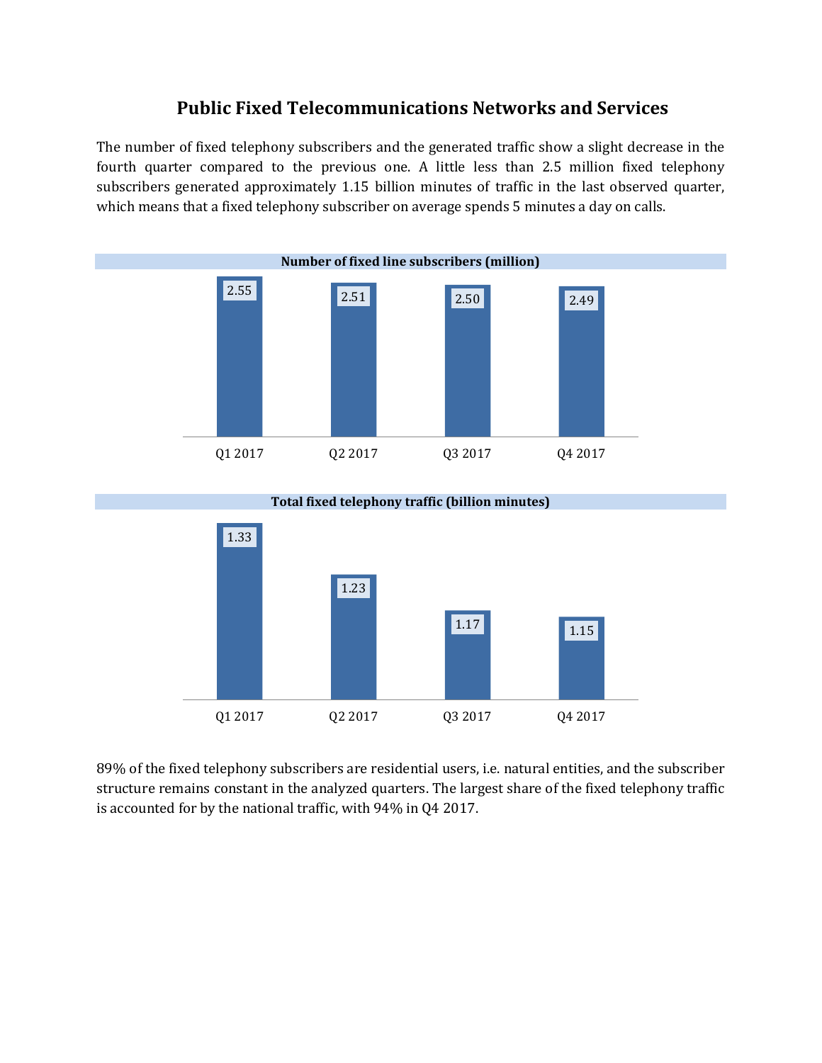# Public Fixed Telecommunications Networks and Services

The number of fixed telephony subscribers and the generated traffic show a slight decrease in the fourth quarter compared to the previous one. A little less than 2.5 million fixed telephony subscribers generated approximately 1.15 billion minutes of traffic in the last observed quarter, which means that a fixed telephony subscriber on average spends 5 minutes a day on calls.

**Number of fixed line subscribers (million)**

| Q1 2017 | Q2 2017 | Q3 2017 | Q4 2017 |
|---|---|---|---|
| 2.55 | 2.51 | 2.50 | 2.49 |

**Total fixed telephony traffic (billion minutes)**

| Q1 2017 | Q2 2017 | Q3 2017 | Q4 2017 |
|---|---|---|---|
| 1.33 | 1.23 | 1.17 | 1.15 |

89% of the fixed telephony subscribers are residential users, i.e. natural entities, and the subscriber structure remains constant in the analyzed quarters. The largest share of the fixed telephony traffic is accounted for by the national traffic, with 94% in Q4 2017.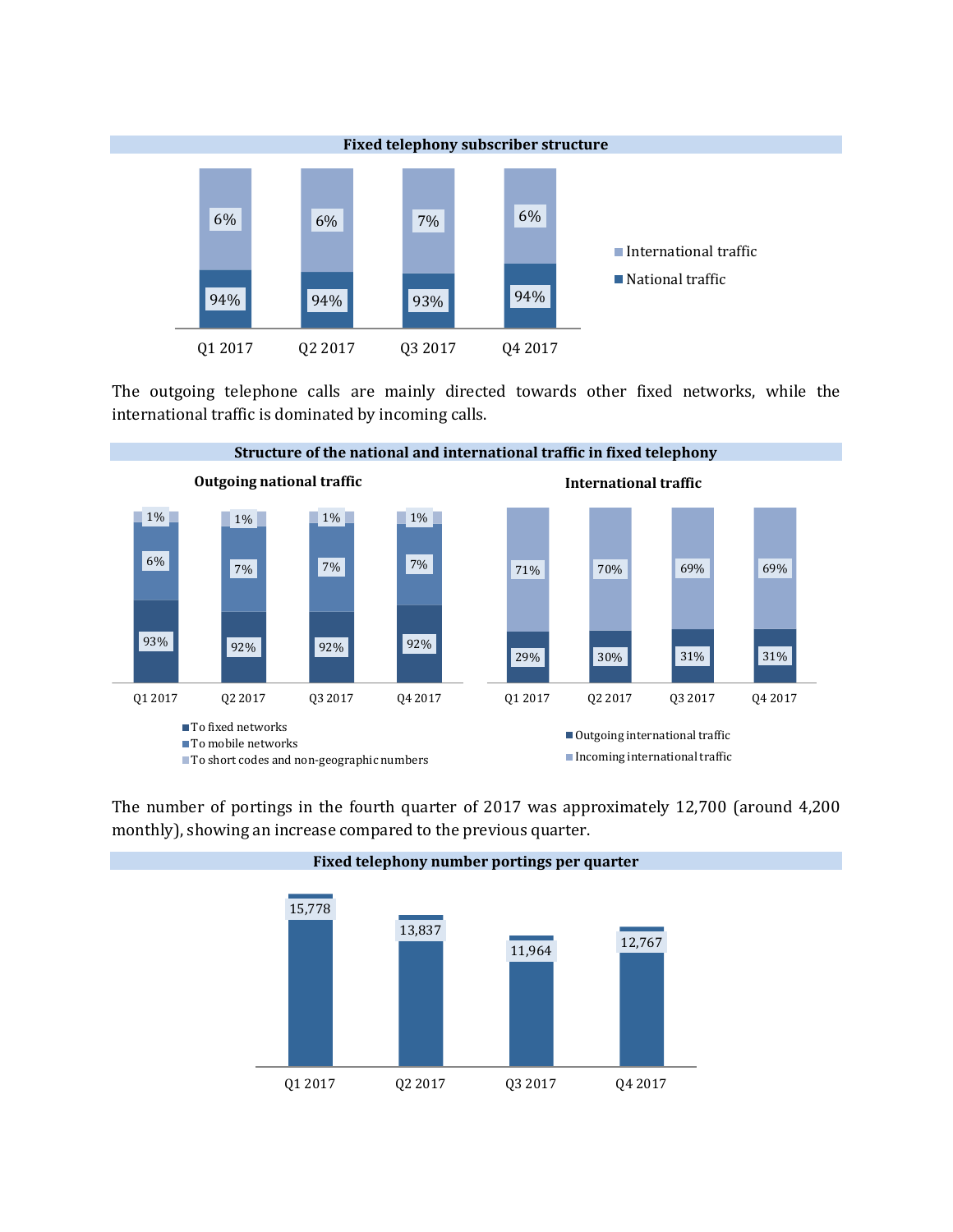**Fixed telephony subscriber structure**

| | Q1 2017 | Q2 2017 | Q3 2017 | Q4 2017 |
|---|---|---|---|---|
| International traffic | 6% | 6% | 7% | 6% |
| National traffic | 94% | 94% | 93% | 94% |

The outgoing telephone calls are mainly directed towards other fixed networks, while the international traffic is dominated by incoming calls.

**Structure of the national and international traffic in fixed telephony**

**Outgoing national traffic**

| | Q1 2017 | Q2 2017 | Q3 2017 | Q4 2017 |
|---|---|---|---|---|
| To fixed networks | 93% | 92% | 92% | 92% |
| To mobile networks | 6% | 7% | 7% | 7% |
| To short codes and non-geographic numbers | 1% | 1% | 1% | 1% |

**International traffic**

| | Q1 2017 | Q2 2017 | Q3 2017 | Q4 2017 |
|---|---|---|---|---|
| Outgoing international traffic | 29% | 30% | 31% | 31% |
| Incoming international traffic | 71% | 70% | 69% | 69% |

The number of portings in the fourth quarter of 2017 was approximately 12,700 (around 4,200 monthly), showing an increase compared to the previous quarter.

**Fixed telephony number portings per quarter**

| Q1 2017 | Q2 2017 | Q3 2017 | Q4 2017 |
|---|---|---|---|
| 15,778 | 13,837 | 11,964 | 12,767 |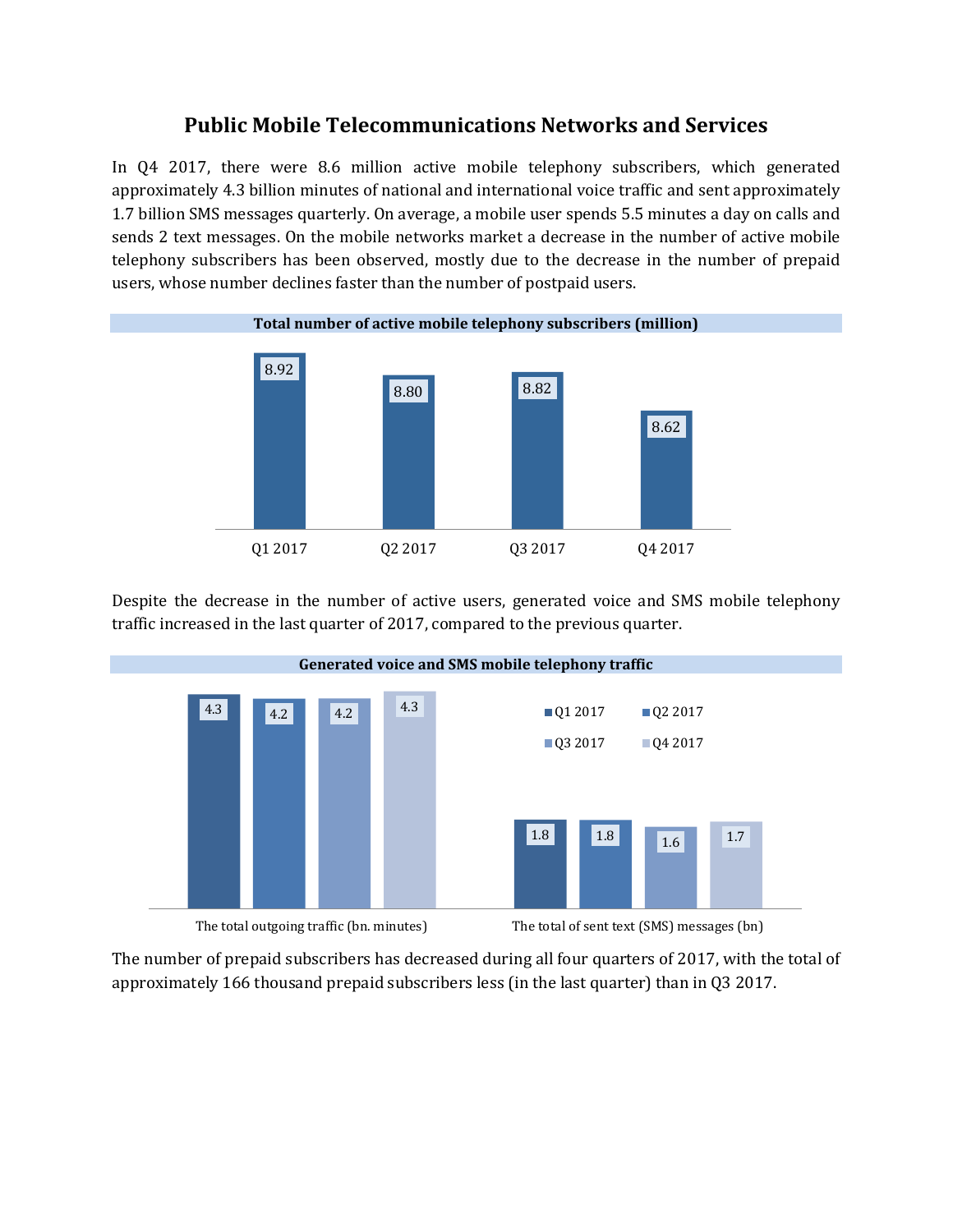# Public Mobile Telecommunications Networks and Services

In Q4 2017, there were 8.6 million active mobile telephony subscribers, which generated approximately 4.3 billion minutes of national and international voice traffic and sent approximately 1.7 billion SMS messages quarterly. On average, a mobile user spends 5.5 minutes a day on calls and sends 2 text messages. On the mobile networks market a decrease in the number of active mobile telephony subscribers has been observed, mostly due to the decrease in the number of prepaid users, whose number declines faster than the number of postpaid users.

**Total number of active mobile telephony subscribers (million)**

| Q1 2017 | Q2 2017 | Q3 2017 | Q4 2017 |
|---|---|---|---|
| 8.92 | 8.80 | 8.82 | 8.62 |

Despite the decrease in the number of active users, generated voice and SMS mobile telephony traffic increased in the last quarter of 2017, compared to the previous quarter.

**Generated voice and SMS mobile telephony traffic**

| | Q1 2017 | Q2 2017 | Q3 2017 | Q4 2017 |
|---|---|---|---|---|
| The total outgoing traffic (bn. minutes) | 4.3 | 4.2 | 4.2 | 4.3 |
| The total of sent text (SMS) messages (bn) | 1.8 | 1.8 | 1.6 | 1.7 |

The number of prepaid subscribers has decreased during all four quarters of 2017, with the total of approximately 166 thousand prepaid subscribers less (in the last quarter) than in Q3 2017.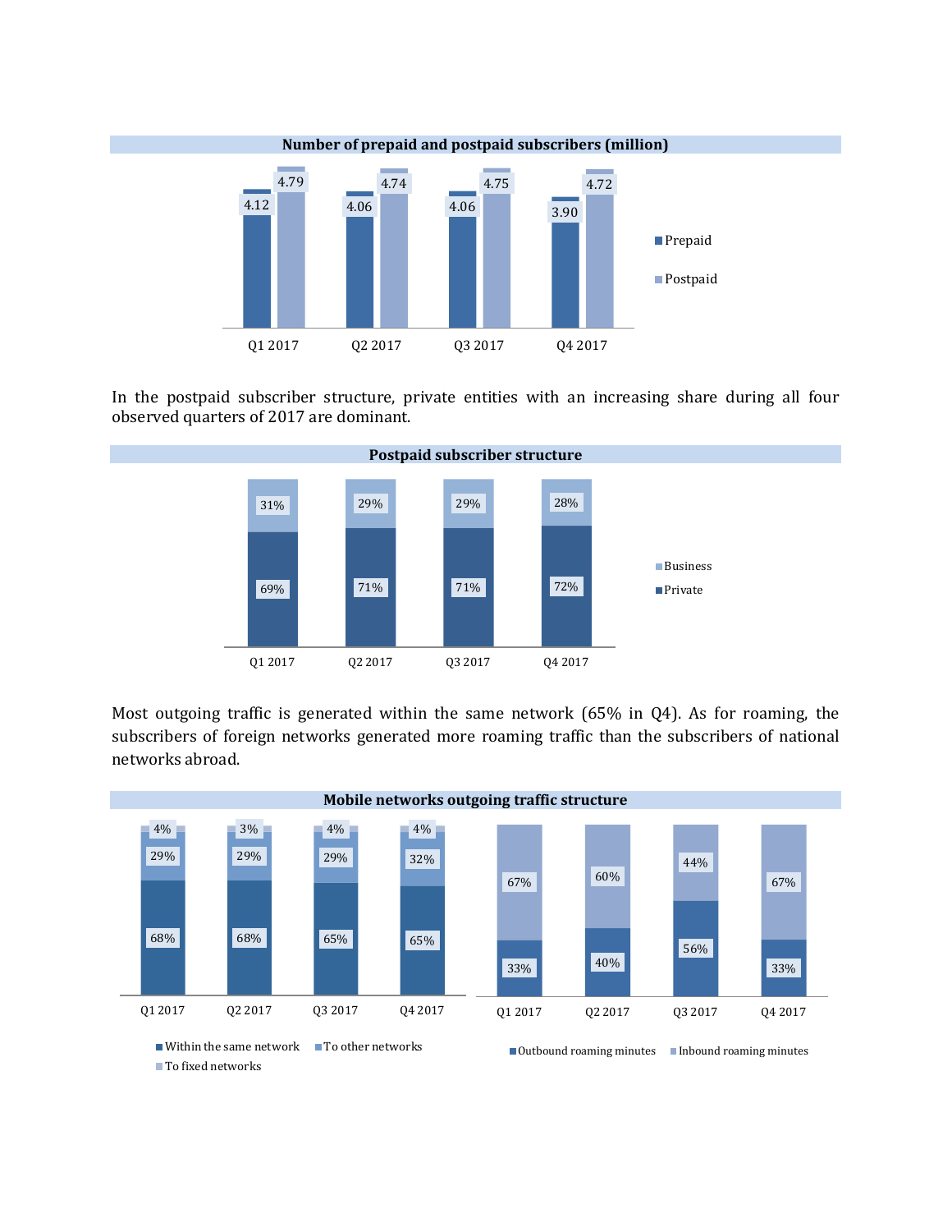**Number of prepaid and postpaid subscribers (million)**

| | Q1 2017 | Q2 2017 | Q3 2017 | Q4 2017 |
|---|---|---|---|---|
| Prepaid | 4.12 | 4.06 | 4.06 | 3.90 |
| Postpaid | 4.79 | 4.74 | 4.75 | 4.72 |

In the postpaid subscriber structure, private entities with an increasing share during all four observed quarters of 2017 are dominant.

**Postpaid subscriber structure**

| | Q1 2017 | Q2 2017 | Q3 2017 | Q4 2017 |
|---|---|---|---|---|
| Business | 31% | 29% | 29% | 28% |
| Private | 69% | 71% | 71% | 72% |

Most outgoing traffic is generated within the same network (65% in Q4). As for roaming, the subscribers of foreign networks generated more roaming traffic than the subscribers of national networks abroad.

**Mobile networks outgoing traffic structure**

| | Q1 2017 | Q2 2017 | Q3 2017 | Q4 2017 |
|---|---|---|---|---|
| Within the same network | 68% | 68% | 65% | 65% |
| To other networks | 29% | 29% | 29% | 32% |
| To fixed networks | 4% | 3% | 4% | 4% |

| | Q1 2017 | Q2 2017 | Q3 2017 | Q4 2017 |
|---|---|---|---|---|
| Outbound roaming minutes | 33% | 40% | 56% | 33% |
| Inbound roaming minutes | 67% | 60% | 44% | 67% |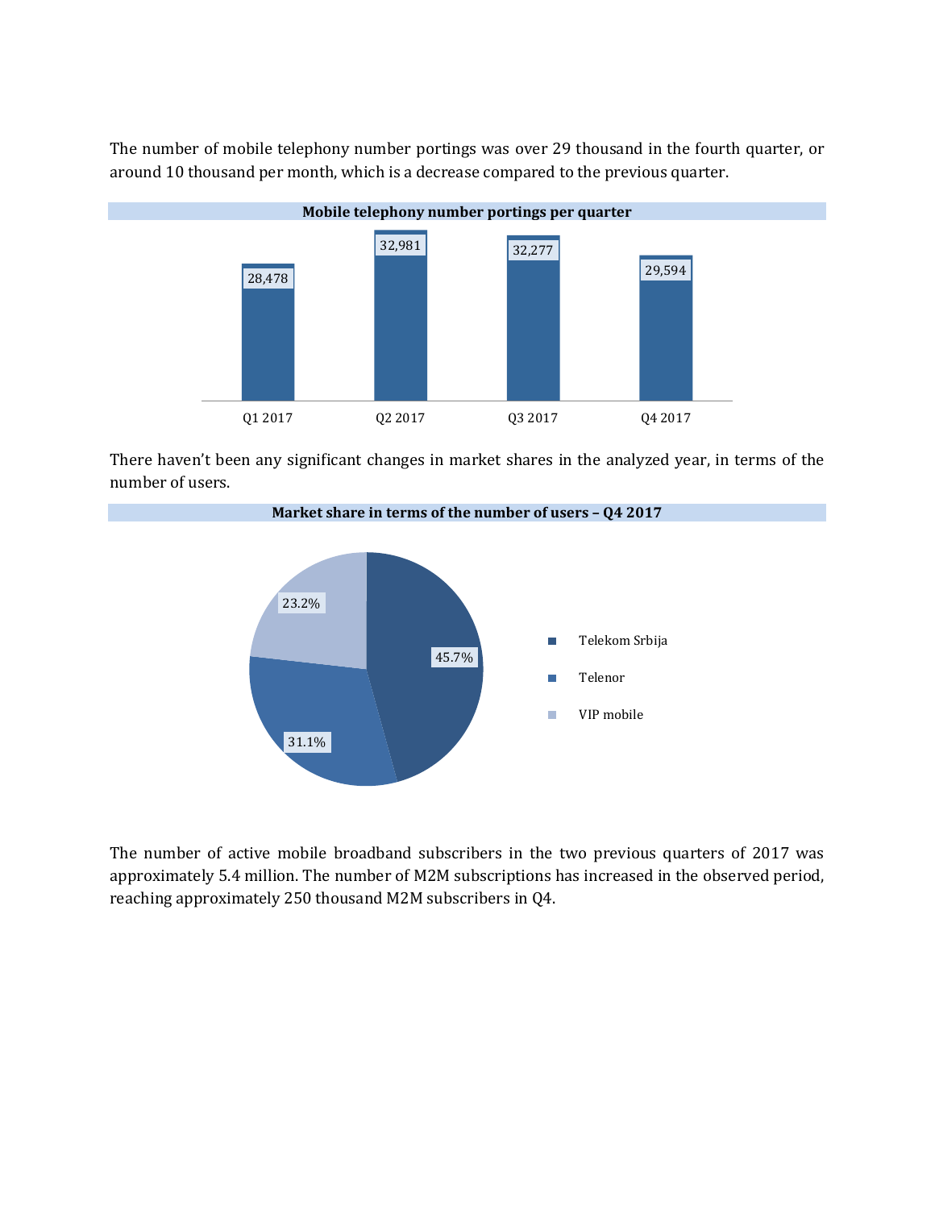The number of mobile telephony number portings was over 29 thousand in the fourth quarter, or around 10 thousand per month, which is a decrease compared to the previous quarter.

**Mobile telephony number portings per quarter**

| Quarter | Number portings |
|---|---|
| Q1 2017 | 28,478 |
| Q2 2017 | 32,981 |
| Q3 2017 | 32,277 |
| Q4 2017 | 29,594 |

There haven't been any significant changes in market shares in the analyzed year, in terms of the number of users.

**Market share in terms of the number of users – Q4 2017**

| Operator | Market share |
|---|---|
| Telekom Srbija | 45.7% |
| Telenor | 31.1% |
| VIP mobile | 23.2% |

The number of active mobile broadband subscribers in the two previous quarters of 2017 was approximately 5.4 million. The number of M2M subscriptions has increased in the observed period, reaching approximately 250 thousand M2M subscribers in Q4.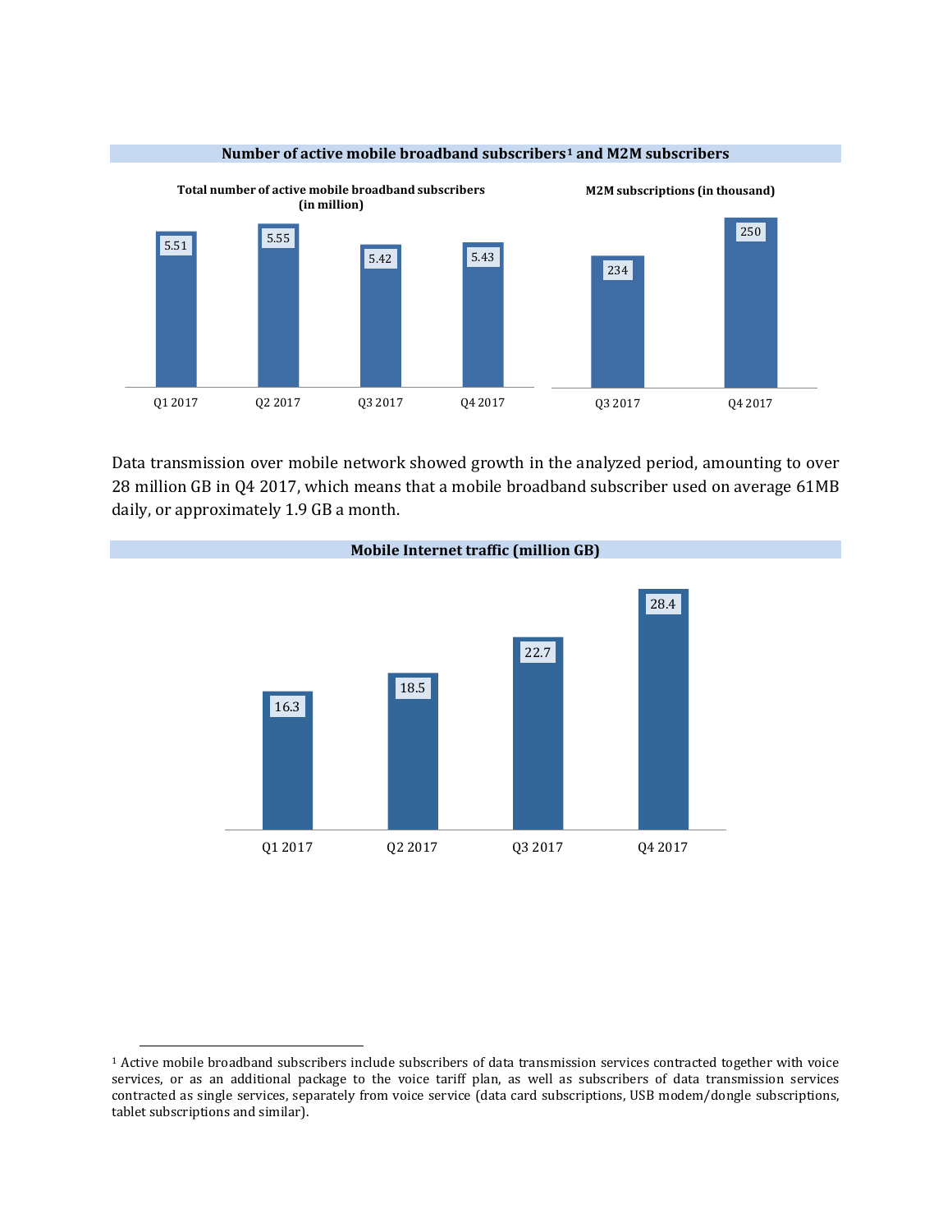**Number of active mobile broadband subscribers[1] and M2M subscribers**

**Total number of active mobile broadband subscribers (in million)**

| Q1 2017 | Q2 2017 | Q3 2017 | Q4 2017 |
|---|---|---|---|
| 5.51 | 5.55 | 5.42 | 5.43 |

**M2M subscriptions (in thousand)**

| Q3 2017 | Q4 2017 |
|---|---|
| 234 | 250 |

Data transmission over mobile network showed growth in the analyzed period, amounting to over 28 million GB in Q4 2017, which means that a mobile broadband subscriber used on average 61MB daily, or approximately 1.9 GB a month.

**Mobile Internet traffic (million GB)**

| Q1 2017 | Q2 2017 | Q3 2017 | Q4 2017 |
|---|---|---|---|
| 16.3 | 18.5 | 22.7 | 28.4 |

[1] Active mobile broadband subscribers include subscribers of data transmission services contracted together with voice services, or as an additional package to the voice tariff plan, as well as subscribers of data transmission services contracted as single services, separately from voice service (data card subscriptions, USB modem/dongle subscriptions, tablet subscriptions and similar).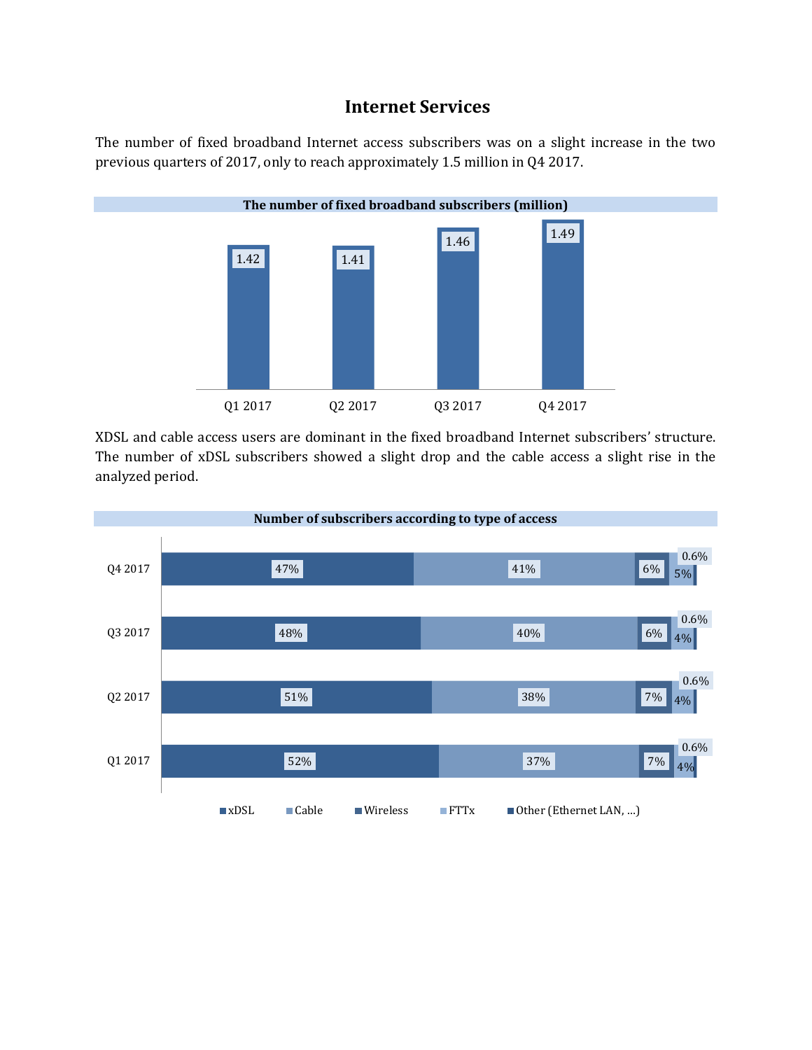# Internet Services

The number of fixed broadband Internet access subscribers was on a slight increase in the two previous quarters of 2017, only to reach approximately 1.5 million in Q4 2017.

**The number of fixed broadband subscribers (million)**

| | Q1 2017 | Q2 2017 | Q3 2017 | Q4 2017 |
|---|---|---|---|---|
| Subscribers (million) | 1.42 | 1.41 | 1.46 | 1.49 |

XDSL and cable access users are dominant in the fixed broadband Internet subscribers' structure. The number of xDSL subscribers showed a slight drop and the cable access a slight rise in the analyzed period.

**Number of subscribers according to type of access**

| | xDSL | Cable | Wireless | FTTx | Other (Ethernet LAN, ...) |
|---|---|---|---|---|---|
| Q4 2017 | 47% | 41% | 6% | 5% | 0.6% |
| Q3 2017 | 48% | 40% | 6% | 4% | 0.6% |
| Q2 2017 | 51% | 38% | 7% | 4% | 0.6% |
| Q1 2017 | 52% | 37% | 7% | 4% | 0.6% |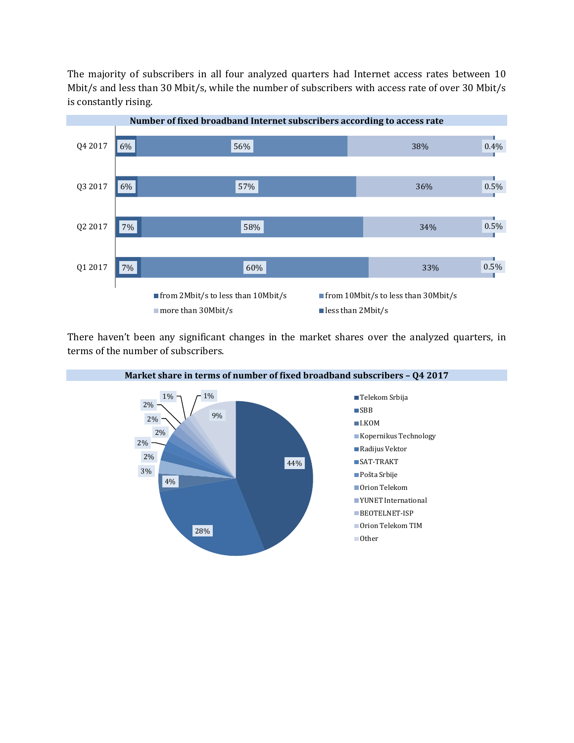The majority of subscribers in all four analyzed quarters had Internet access rates between 10 Mbit/s and less than 30 Mbit/s, while the number of subscribers with access rate of over 30 Mbit/s is constantly rising.

**Number of fixed broadband Internet subscribers according to access rate**

| | from 2Mbit/s to less than 10Mbit/s | from 10Mbit/s to less than 30Mbit/s | more than 30Mbit/s | less than 2Mbit/s |
|---|---|---|---|---|
| Q4 2017 | 6% | 56% | 38% | 0.4% |
| Q3 2017 | 6% | 57% | 36% | 0.5% |
| Q2 2017 | 7% | 58% | 34% | 0.5% |
| Q1 2017 | 7% | 60% | 33% | 0.5% |

There haven't been any significant changes in the market shares over the analyzed quarters, in terms of the number of subscribers.

**Market share in terms of number of fixed broadband subscribers – Q4 2017**

| Operator | Share |
|---|---|
| Telekom Srbija | 44% |
| SBB | 28% |
| I.KOM | 4% |
| Kopernikus Technology | 3% |
| Radijus Vektor | 2% |
| SAT-TRAKT | 2% |
| Pošta Srbije | 2% |
| Orion Telekom | 2% |
| YUNET International | 2% |
| BEOTELNET-ISP | 1% |
| Orion Telekom TIM | 1% |
| Other | 9% |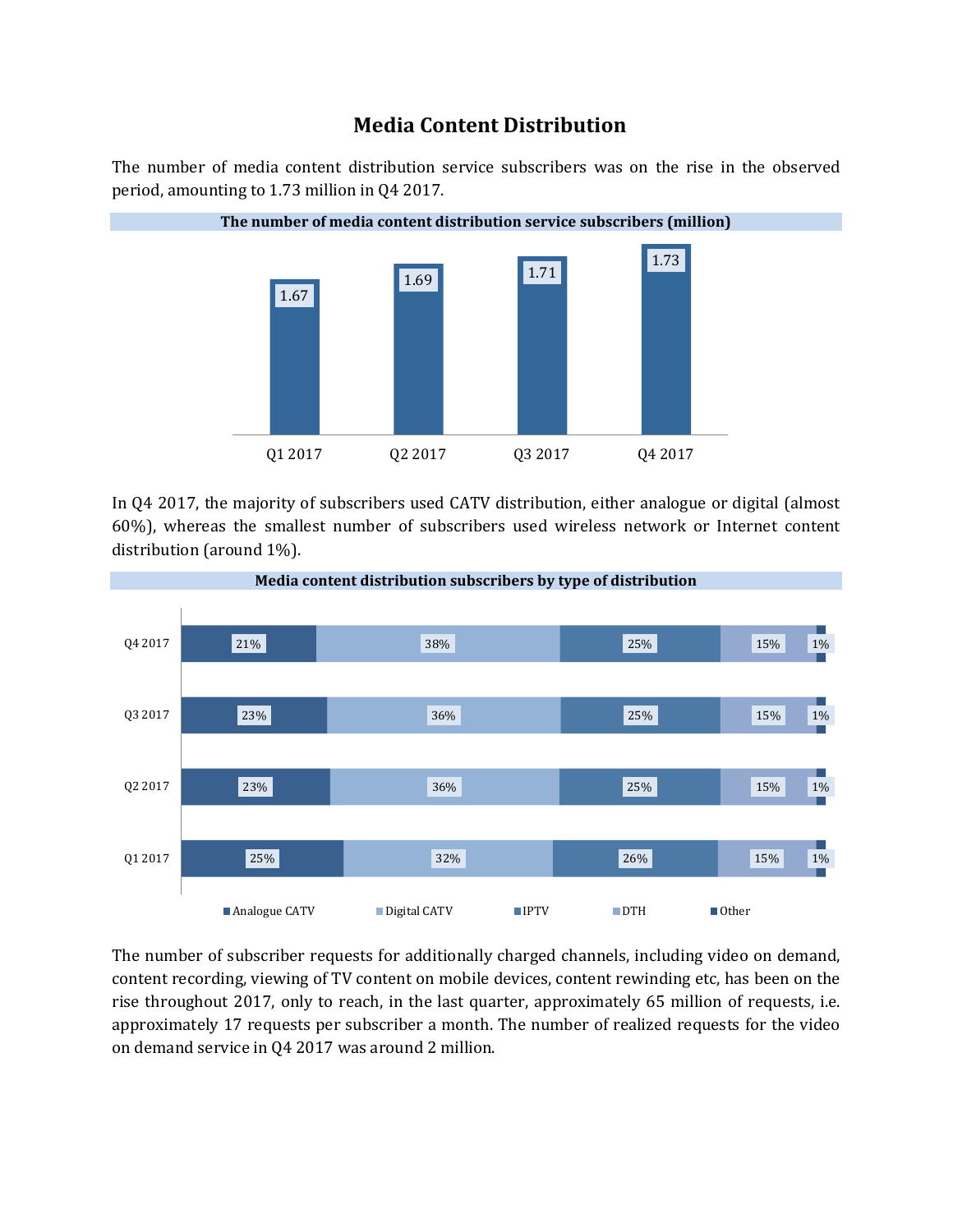# Media Content Distribution

The number of media content distribution service subscribers was on the rise in the observed period, amounting to 1.73 million in Q4 2017.

**The number of media content distribution service subscribers (million)**

| | Q1 2017 | Q2 2017 | Q3 2017 | Q4 2017 |
|---|---|---|---|---|
| Subscribers (million) | 1.67 | 1.69 | 1.71 | 1.73 |

In Q4 2017, the majority of subscribers used CATV distribution, either analogue or digital (almost 60%), whereas the smallest number of subscribers used wireless network or Internet content distribution (around 1%).

**Media content distribution subscribers by type of distribution**

| | Analogue CATV | Digital CATV | IPTV | DTH | Other |
|---|---|---|---|---|---|
| Q4 2017 | 21% | 38% | 25% | 15% | 1% |
| Q3 2017 | 23% | 36% | 25% | 15% | 1% |
| Q2 2017 | 23% | 36% | 25% | 15% | 1% |
| Q1 2017 | 25% | 32% | 26% | 15% | 1% |

The number of subscriber requests for additionally charged channels, including video on demand, content recording, viewing of TV content on mobile devices, content rewinding etc, has been on the rise throughout 2017, only to reach, in the last quarter, approximately 65 million of requests, i.e. approximately 17 requests per subscriber a month. The number of realized requests for the video on demand service in Q4 2017 was around 2 million.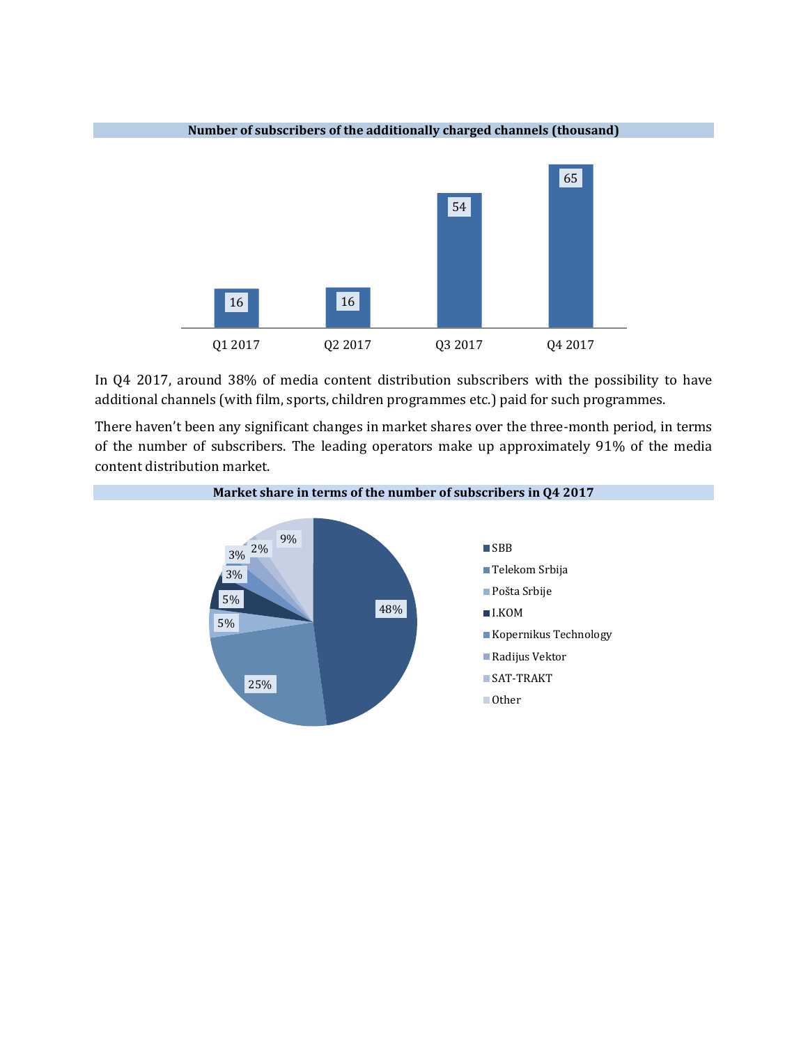**Number of subscribers of the additionally charged channels (thousand)**

| Q1 2017 | Q2 2017 | Q3 2017 | Q4 2017 |
|---|---|---|---|
| 16 | 16 | 54 | 65 |

In Q4 2017, around 38% of media content distribution subscribers with the possibility to have additional channels (with film, sports, children programmes etc.) paid for such programmes.

There haven't been any significant changes in market shares over the three-month period, in terms of the number of subscribers. The leading operators make up approximately 91% of the media content distribution market.

**Market share in terms of the number of subscribers in Q4 2017**

| Operator | Share |
|---|---|
| SBB | 48% |
| Telekom Srbija | 25% |
| Pošta Srbije | 5% |
| I.KOM | 5% |
| Kopernikus Technology | 3% |
| Radijus Vektor | 3% |
| SAT-TRAKT | 2% |
| Other | 9% |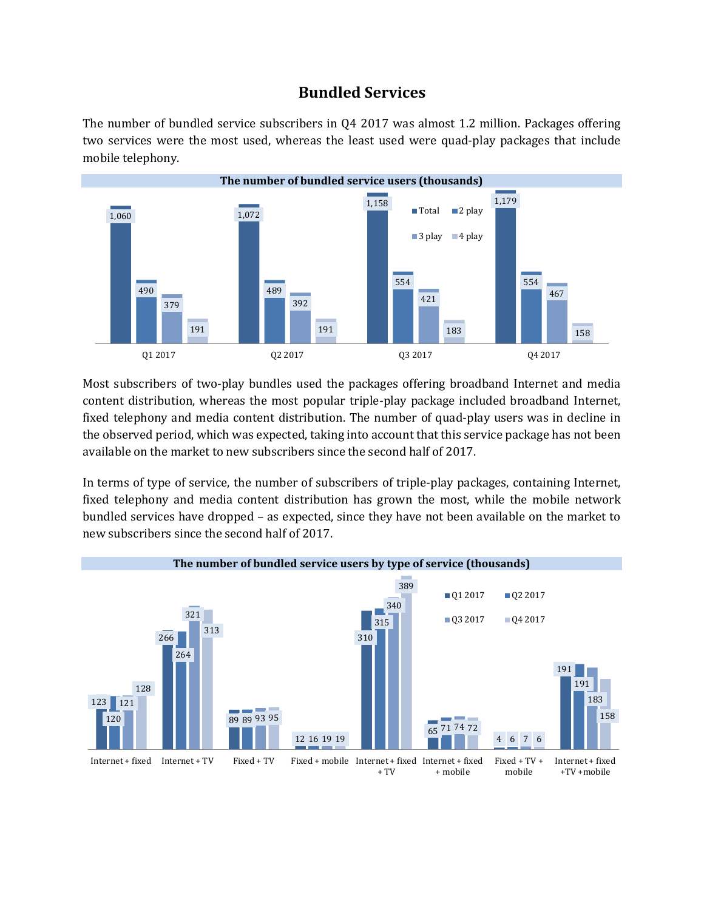# Bundled Services

The number of bundled service subscribers in Q4 2017 was almost 1.2 million. Packages offering two services were the most used, whereas the least used were quad-play packages that include mobile telephony.

**The number of bundled service users (thousands)**

| | Total | 2 play | 3 play | 4 play |
|---|---|---|---|---|
| Q1 2017 | 1,060 | 490 | 379 | 191 |
| Q2 2017 | 1,072 | 489 | 392 | 191 |
| Q3 2017 | 1,158 | 554 | 421 | 183 |
| Q4 2017 | 1,179 | 554 | 467 | 158 |

Most subscribers of two-play bundles used the packages offering broadband Internet and media content distribution, whereas the most popular triple-play package included broadband Internet, fixed telephony and media content distribution. The number of quad-play users was in decline in the observed period, which was expected, taking into account that this service package has not been available on the market to new subscribers since the second half of 2017.

In terms of type of service, the number of subscribers of triple-play packages, containing Internet, fixed telephony and media content distribution has grown the most, while the mobile network bundled services have dropped – as expected, since they have not been available on the market to new subscribers since the second half of 2017.

**The number of bundled service users by type of service (thousands)**

| | Q1 2017 | Q2 2017 | Q3 2017 | Q4 2017 |
|---|---|---|---|---|
| Internet + fixed | 123 | 120 | 121 | 128 |
| Internet + TV | 266 | 264 | 321 | 313 |
| Fixed + TV | 89 | 89 | 93 | 95 |
| Fixed + mobile | 12 | 16 | 19 | 19 |
| Internet + fixed + TV | 310 | 315 | 340 | 389 |
| Internet + fixed + mobile | 65 | 71 | 74 | 72 |
| Fixed + TV + mobile | 4 | 6 | 7 | 6 |
| Internet + fixed +TV +mobile | 191 | 191 | 183 | 158 |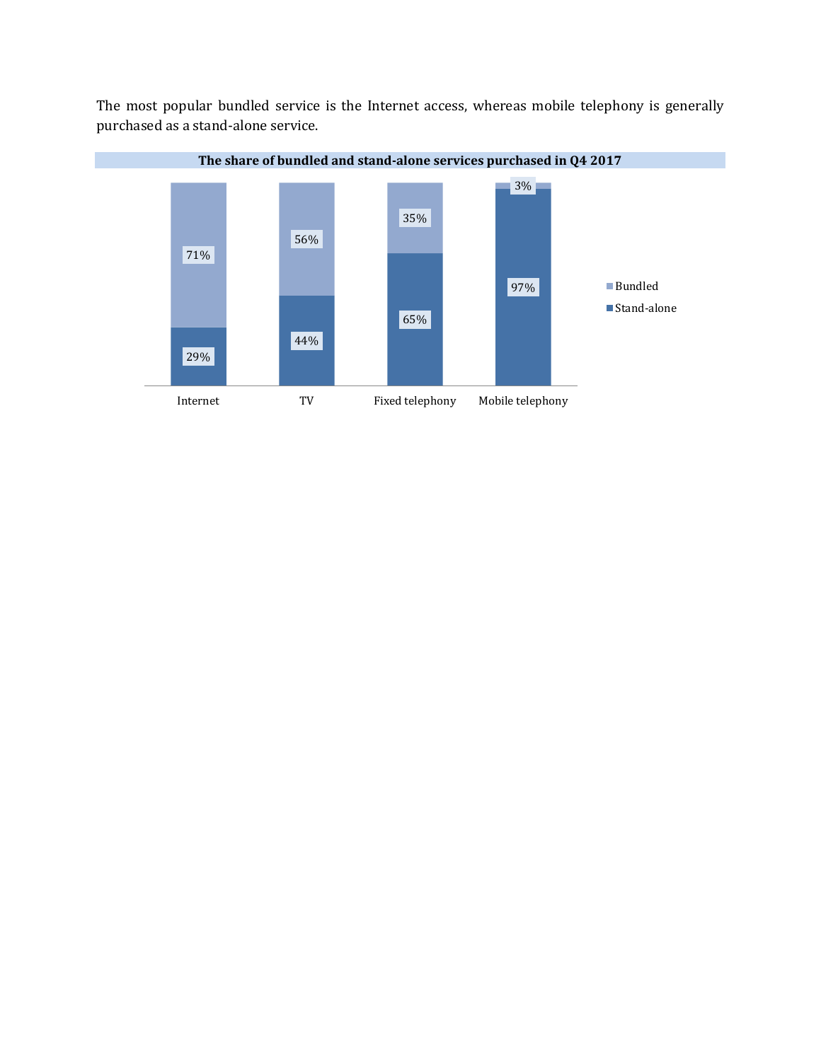The most popular bundled service is the Internet access, whereas mobile telephony is generally purchased as a stand-alone service.

**The share of bundled and stand-alone services purchased in Q4 2017**

71%
29%
56%
44%
35%
65%
3%
97%

Internet
TV
Fixed telephony
Mobile telephony

Bundled
Stand-alone